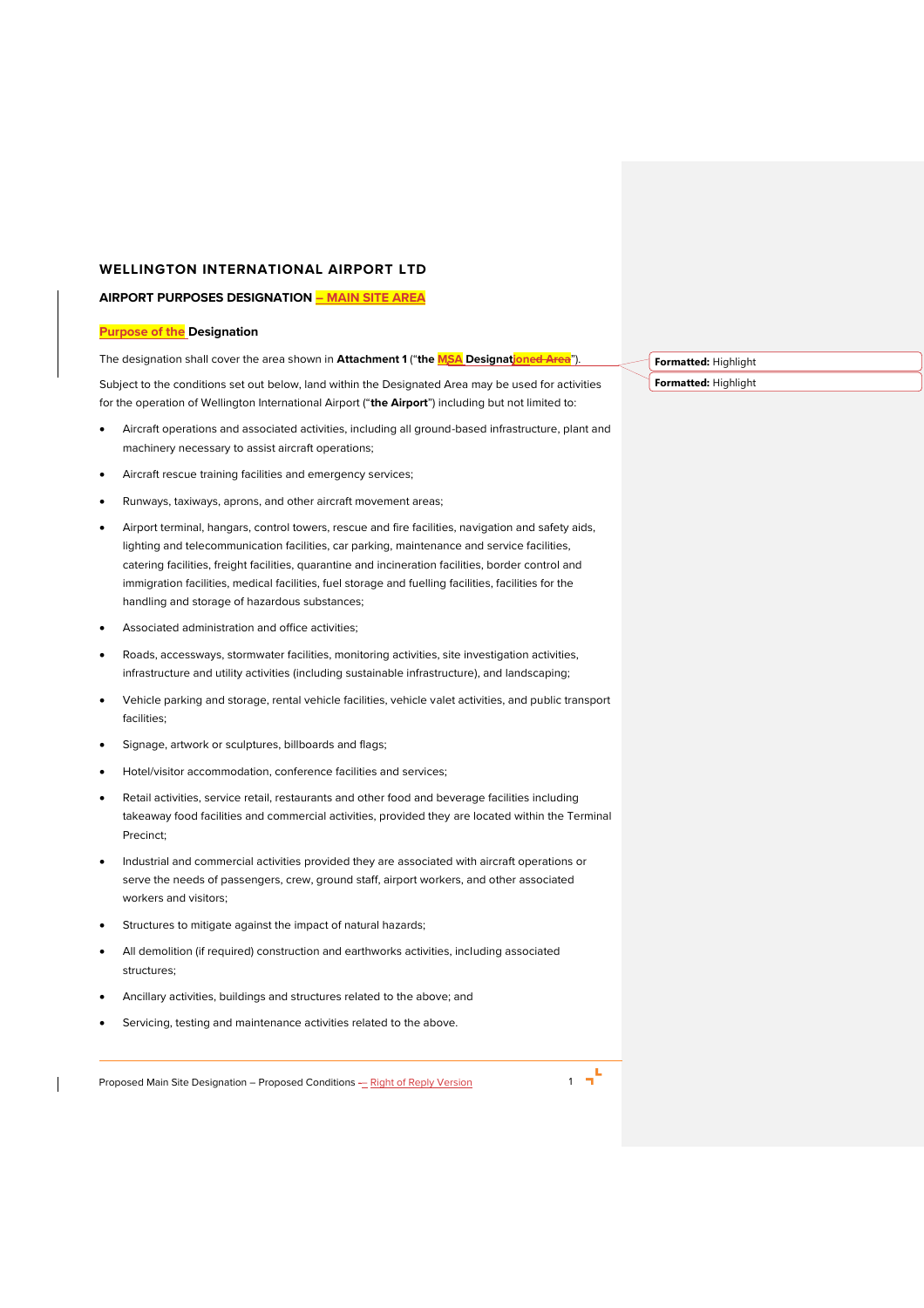## WELLINGTON INTERNATIONAL AIRPORT LTD

### AIRPORT PURPOSES DESIGNATION – MAIN SITE AREA

**Purpose of the Designation**

The designation shall cover the area shown in **Attachment 1** (“**the MSA Designation**”).

Subject to the conditions set out below, land within the Designated Area may be used for activities for the operation of Wellington International Airport (“**the Airport**”) including but not limited to:

- Aircraft operations and associated activities, including all ground-based infrastructure, plant and machinery necessary to assist aircraft operations;
- Aircraft rescue training facilities and emergency services;
- Runways, taxiways, aprons, and other aircraft movement areas;
- Airport terminal, hangars, control towers, rescue and fire facilities, navigation and safety aids, lighting and telecommunication facilities, car parking, maintenance and service facilities, catering facilities, freight facilities, quarantine and incineration facilities, border control and immigration facilities, medical facilities, fuel storage and fuelling facilities, facilities for the handling and storage of hazardous substances;
- Associated administration and office activities;
- Roads, accessways, stormwater facilities, monitoring activities, site investigation activities, infrastructure and utility activities (including sustainable infrastructure), and landscaping;
- Vehicle parking and storage, rental vehicle facilities, vehicle valet activities, and public transport facilities;
- Signage, artwork or sculptures, billboards and flags;
- Hotel/visitor accommodation, conference facilities and services;
- Retail activities, service retail, restaurants and other food and beverage facilities including takeaway food facilities and commercial activities, provided they are located within the Terminal Precinct;
- Industrial and commercial activities provided they are associated with aircraft operations or serve the needs of passengers, crew, ground staff, airport workers, and other associated workers and visitors;
- Structures to mitigate against the impact of natural hazards;
- All demolition (if required) construction and earthworks activities, including associated structures;
- Ancillary activities, buildings and structures related to the above; and
- Servicing, testing and maintenance activities related to the above.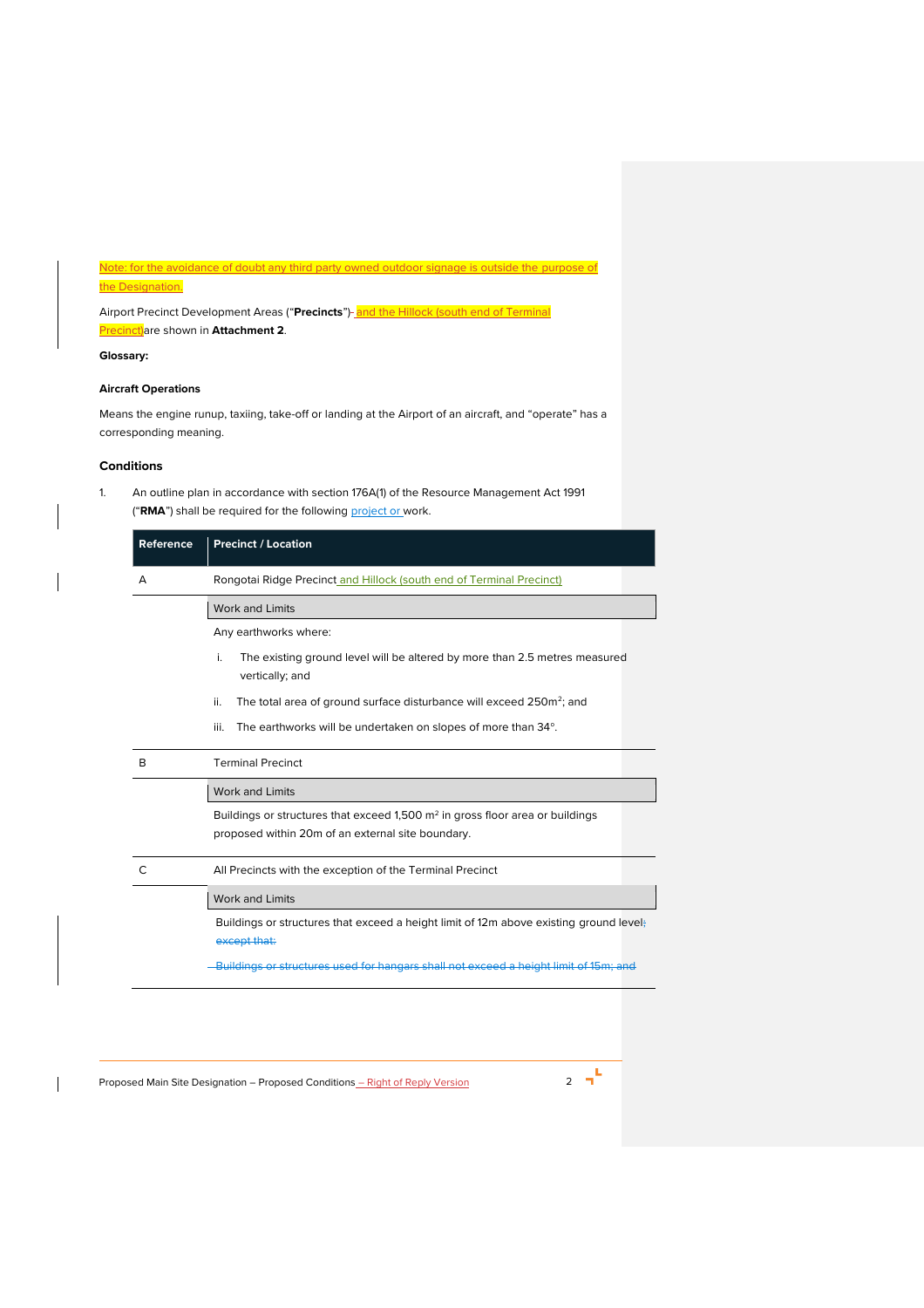Note: for the avoidance of doubt any third party owned outdoor signage is outside the purpose of the Designation.

Airport Precinct Development Areas ("**Precincts**") and the Hillock (south end of Terminal Precinct) are shown in **Attachment 2**.

**Glossary:**

### Aircraft Operations

Means the engine runup, taxiing, take-off or landing at the Airport of an aircraft, and "operate" has a corresponding meaning.

## Conditions

1. An outline plan in accordance with section 176A(1) of the Resource Management Act 1991 ("**RMA**") shall be required for the following project or work.

| Reference | Precinct / Location |
|---|---|
| A | Rongotai Ridge Precinct and Hillock (south end of Terminal Precinct) |
| | Work and Limits |
| | Any earthworks where:<br>i. The existing ground level will be altered by more than 2.5 metres measured vertically; and<br>ii. The total area of ground surface disturbance will exceed 250m$^2$; and<br>iii. The earthworks will be undertaken on slopes of more than 34°. |
| B | Terminal Precinct |
| | Work and Limits |
| | Buildings or structures that exceed 1,500 m$^2$ in gross floor area or buildings proposed within 20m of an external site boundary. |
| C | All Precincts with the exception of the Terminal Precinct |
| | Work and Limits |
| | Buildings or structures that exceed a height limit of 12m above existing ground level~~; except that:~~<br>~~Buildings or structures used for hangars shall not exceed a height limit of 15m; and~~ |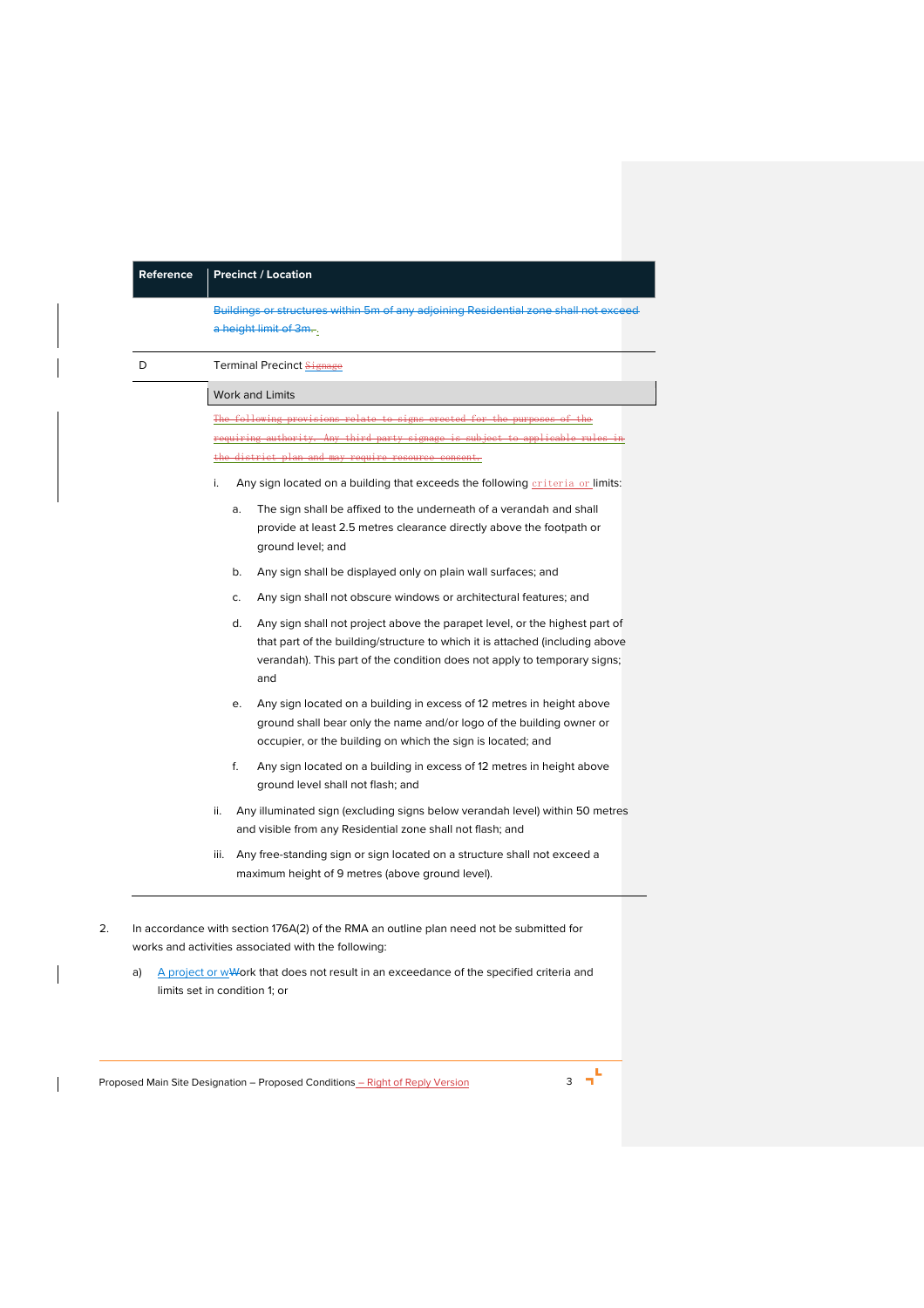| Reference | Precinct / Location |
|---|---|
| | ~~Buildings or structures within 5m of any adjoining Residential zone shall not exceed a height limit of 3m.~~ |
| D | Terminal Precinct ~~Signage~~ |
| | Work and Limits |
| | ~~The following provisions relate to signs erected for the purposes of the requiring authority. Any third party signage is subject to applicable rules in the district plan and may require resource consent.~~<br><br>i. Any sign located on a building that exceeds the following criteria or limits:<br><br>a. The sign shall be affixed to the underneath of a verandah and shall provide at least 2.5 metres clearance directly above the footpath or ground level; and<br><br>b. Any sign shall be displayed only on plain wall surfaces; and<br><br>c. Any sign shall not obscure windows or architectural features; and<br><br>d. Any sign shall not project above the parapet level, or the highest part of that part of the building/structure to which it is attached (including above verandah). This part of the condition does not apply to temporary signs; and<br><br>e. Any sign located on a building in excess of 12 metres in height above ground shall bear only the name and/or logo of the building owner or occupier, or the building on which the sign is located; and<br><br>f. Any sign located on a building in excess of 12 metres in height above ground level shall not flash; and<br><br>ii. Any illuminated sign (excluding signs below verandah level) within 50 metres and visible from any Residential zone shall not flash; and<br><br>iii. Any free-standing sign or sign located on a structure shall not exceed a maximum height of 9 metres (above ground level). |

2. In accordance with section 176A(2) of the RMA an outline plan need not be submitted for works and activities associated with the following:

   a) A project or ~~w~~Work that does not result in an exceedance of the specified criteria and limits set in condition 1; or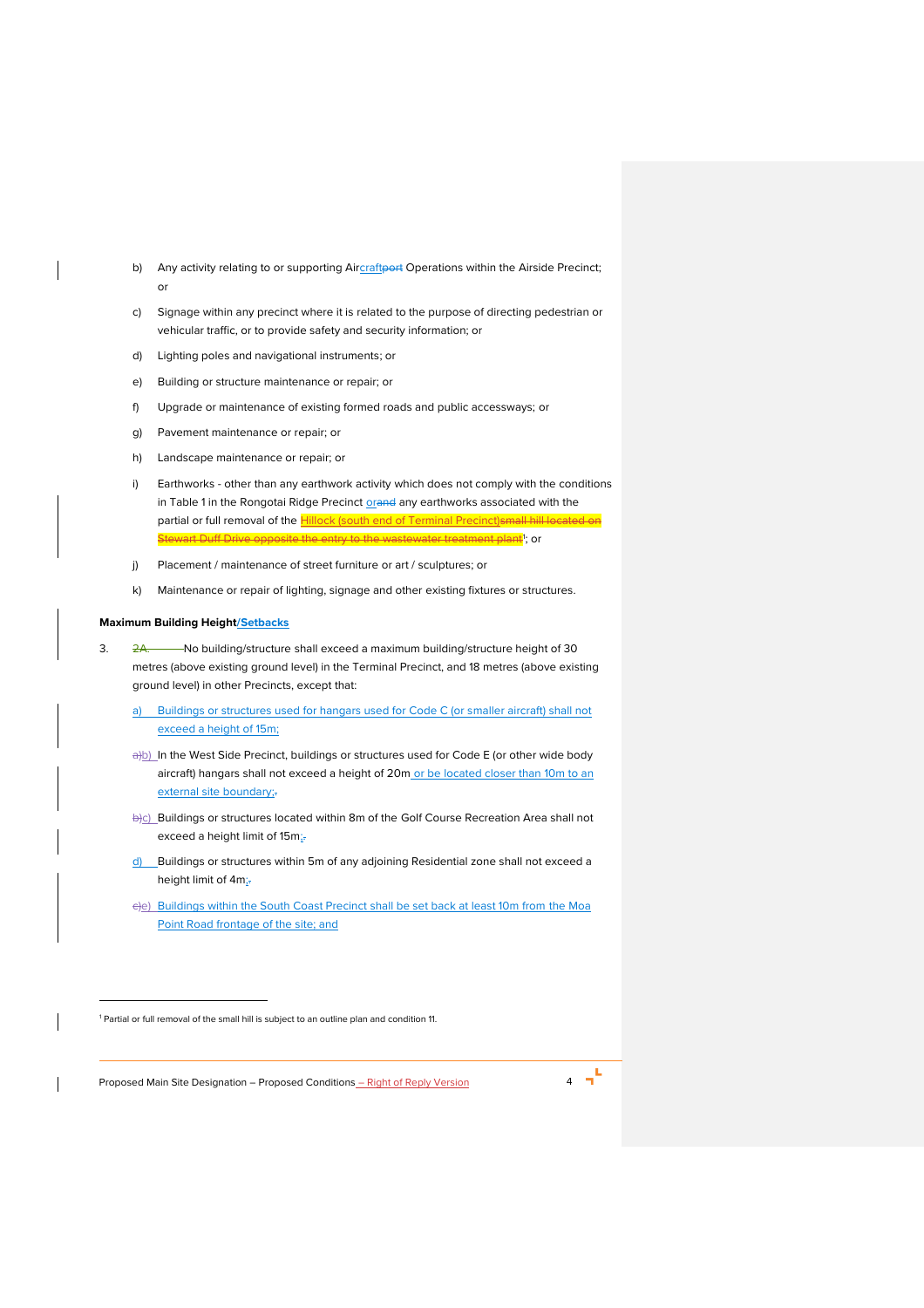b) Any activity relating to or supporting Aircraftport Operations within the Airside Precinct; or

c) Signage within any precinct where it is related to the purpose of directing pedestrian or vehicular traffic, or to provide safety and security information; or

d) Lighting poles and navigational instruments; or

e) Building or structure maintenance or repair; or

f) Upgrade or maintenance of existing formed roads and public accessways; or

g) Pavement maintenance or repair; or

h) Landscape maintenance or repair; or

i) Earthworks - other than any earthwork activity which does not comply with the conditions in Table 1 in the Rongotai Ridge Precinct orand any earthworks associated with the partial or full removal of the Hillock (south end of Terminal Precinct)small hill located on Stewart Duff Drive opposite the entry to the wastewater treatment plant[1]; or

j) Placement / maintenance of street furniture or art / sculptures; or

k) Maintenance or repair of lighting, signage and other existing fixtures or structures.

**Maximum Building Height/Setbacks**

3. 2A. No building/structure shall exceed a maximum building/structure height of 30 metres (above existing ground level) in the Terminal Precinct, and 18 metres (above existing ground level) in other Precincts, except that:

a) Buildings or structures used for hangars used for Code C (or smaller aircraft) shall not exceed a height of 15m;

a)b) In the West Side Precinct, buildings or structures used for Code E (or other wide body aircraft) hangars shall not exceed a height of 20m or be located closer than 10m to an external site boundary;.

b)c) Buildings or structures located within 8m of the Golf Course Recreation Area shall not exceed a height limit of 15m;.

d) Buildings or structures within 5m of any adjoining Residential zone shall not exceed a height limit of 4m;.

c)e) Buildings within the South Coast Precinct shall be set back at least 10m from the Moa Point Road frontage of the site; and

[1] Partial or full removal of the small hill is subject to an outline plan and condition 11.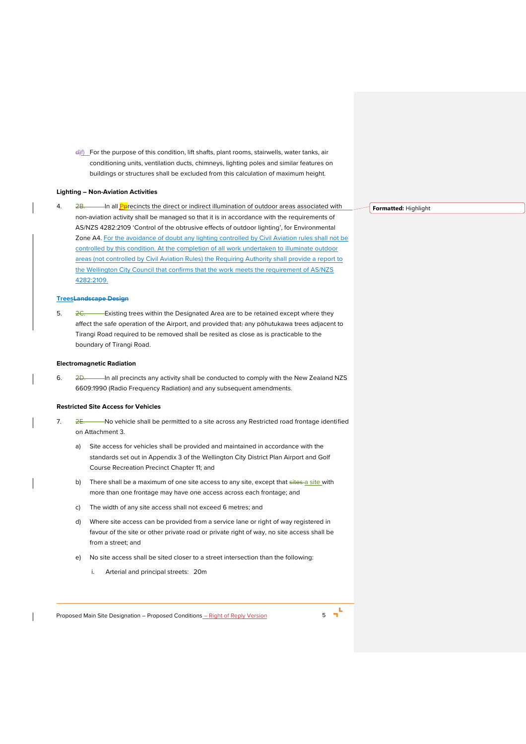f) For the purpose of this condition, lift shafts, plant rooms, stairwells, water tanks, air conditioning units, ventilation ducts, chimneys, lighting poles and similar features on buildings or structures shall be excluded from this calculation of maximum height.

**Lighting – Non-Aviation Activities**

4. In all precincts the direct or indirect illumination of outdoor areas associated with non-aviation activity shall be managed so that it is in accordance with the requirements of AS/NZS 4282:2109 'Control of the obtrusive effects of outdoor lighting', for Environmental Zone A4. For the avoidance of doubt any lighting controlled by Civil Aviation rules shall not be controlled by this condition. At the completion of all work undertaken to illuminate outdoor areas (not controlled by Civil Aviation Rules) the Requiring Authority shall provide a report to the Wellington City Council that confirms that the work meets the requirement of AS/NZS 4282:2109.

**Trees**

5. Existing trees within the Designated Area are to be retained except where they affect the safe operation of the Airport, and provided that any pōhutukawa trees adjacent to Tirangi Road required to be removed shall be resited as close as is practicable to the boundary of Tirangi Road.

**Electromagnetic Radiation**

6. In all precincts any activity shall be conducted to comply with the New Zealand NZS 6609:1990 (Radio Frequency Radiation) and any subsequent amendments.

**Restricted Site Access for Vehicles**

7. No vehicle shall be permitted to a site across any Restricted road frontage identified on Attachment 3.

   a) Site access for vehicles shall be provided and maintained in accordance with the standards set out in Appendix 3 of the Wellington City District Plan Airport and Golf Course Recreation Precinct Chapter 11; and

   b) There shall be a maximum of one site access to any site, except that a site with more than one frontage may have one access across each frontage; and

   c) The width of any site access shall not exceed 6 metres; and

   d) Where site access can be provided from a service lane or right of way registered in favour of the site or other private road or private right of way, no site access shall be from a street; and

   e) No site access shall be sited closer to a street intersection than the following:

      i. Arterial and principal streets: 20m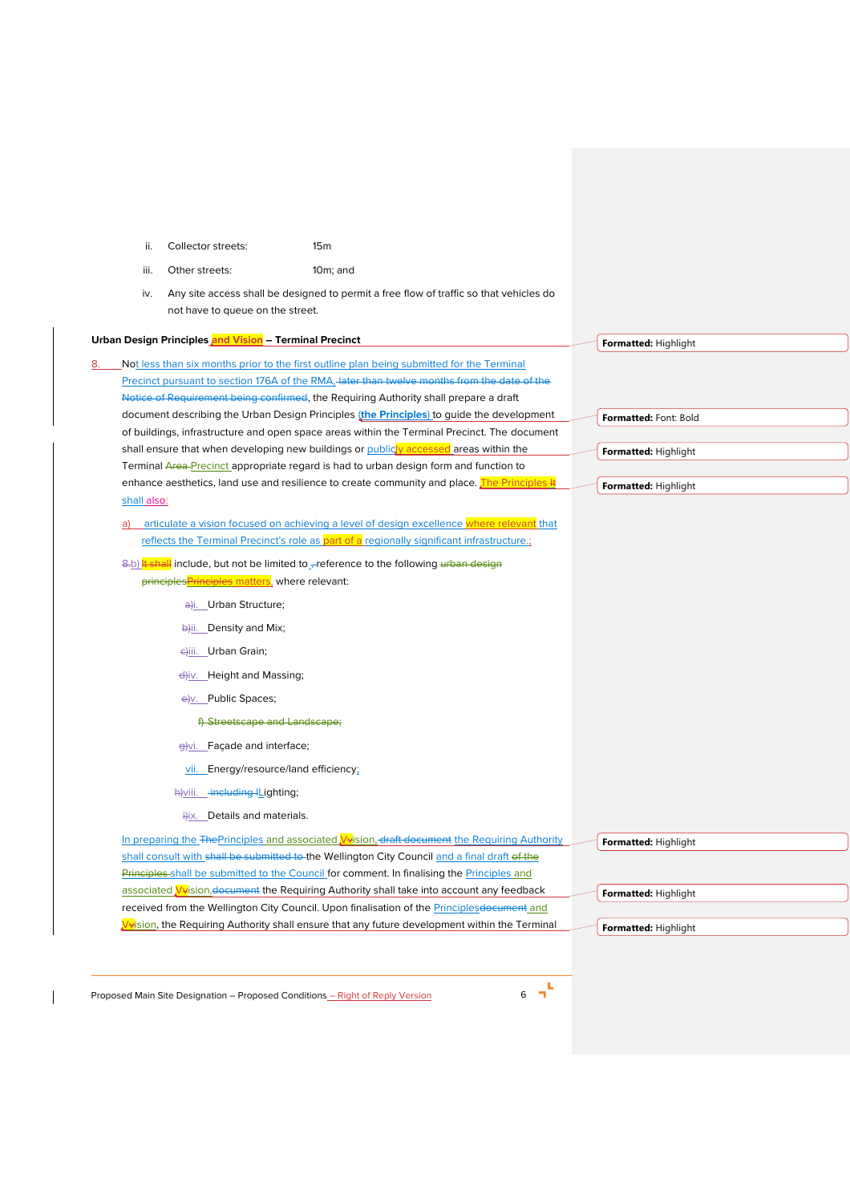ii. Collector streets: 15m

iii. Other streets: 10m; and

iv. Any site access shall be designed to permit a free flow of traffic so that vehicles do not have to queue on the street.

**Urban Design Principles and Vision – Terminal Precinct**

8. Not less than six months prior to the first outline plan being submitted for the Terminal Precinct pursuant to section 176A of the RMA, ~~later than twelve months from the date of the Notice of Requirement being confirmed~~, the Requiring Authority shall prepare a draft document describing the Urban Design Principles (**the Principles**) to guide the development of buildings, infrastructure and open space areas within the Terminal Precinct. The document shall ensure that when developing new buildings or publicly accessed areas within the Terminal ~~Area~~ Precinct appropriate regard is had to urban design form and function to enhance aesthetics, land use and resilience to create community and place. The Principles ~~It~~ shall also:

a) articulate a vision focused on achieving a level of design excellence where relevant that reflects the Terminal Precinct's role as part of a regionally significant infrastructure.;

~~8.~~b) ~~It shall~~ include, but not be limited to ~~,~~ reference to the following ~~urban design principles~~~~Principles~~ matters, where relevant:

~~a)~~i. Urban Structure;

~~b)~~ii. Density and Mix;

~~c)~~iii. Urban Grain;

~~d)~~iv. Height and Massing;

~~e)~~v. Public Spaces;

~~f) Streetscape and Landscape;~~

~~g)~~vi. Façade and interface;

vii. Energy/resource/land efficiency;

~~h)~~viii. ~~including l~~Lighting;

~~i)~~ix. Details and materials.

In preparing the ~~The~~Principles and associated ~~v~~Vision, ~~draft document~~ the Requiring Authority shall consult with ~~shall be submitted to~~ the Wellington City Council and a final draft ~~of the Principles~~ shall be submitted to the Council for comment. In finalising the Principles and associated ~~v~~Vision,~~document~~ the Requiring Authority shall take into account any feedback received from the Wellington City Council. Upon finalisation of the Principles~~document~~ and ~~v~~Vision, the Requiring Authority shall ensure that any future development within the Terminal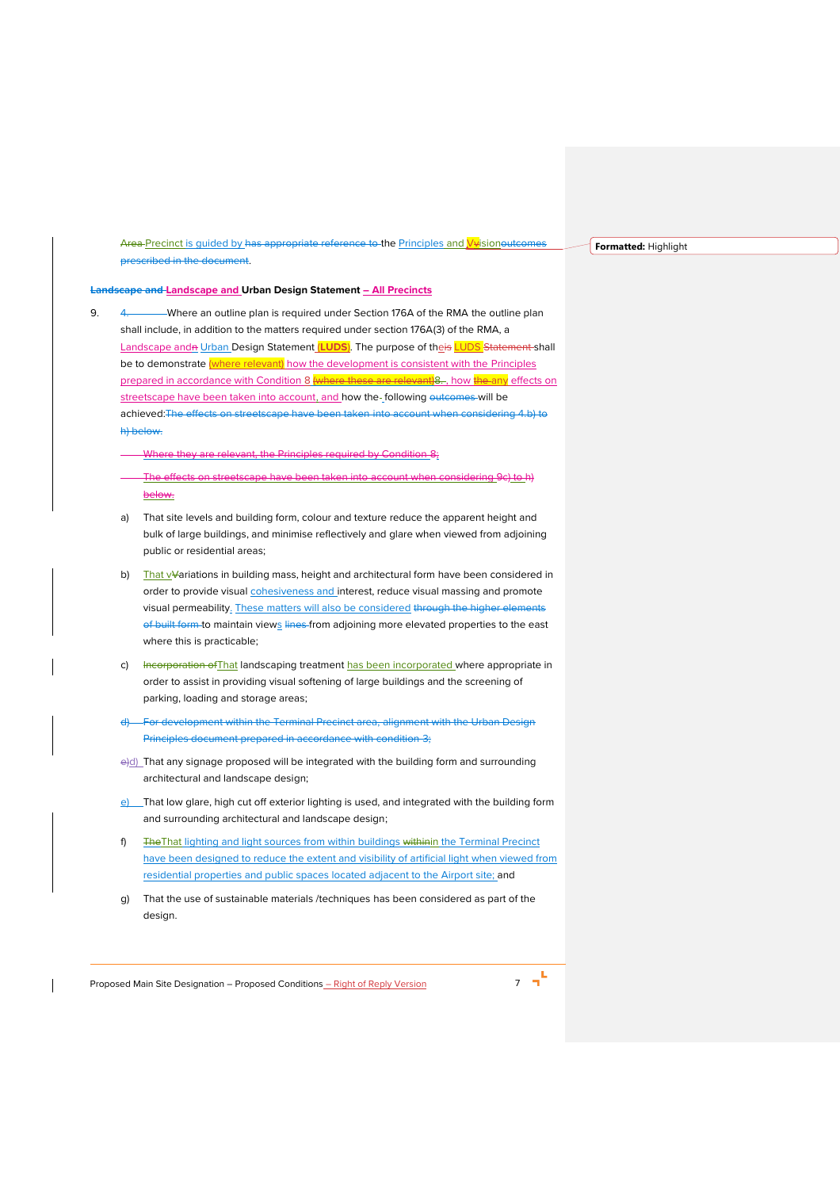Area Precinct is guided by has appropriate reference to the Principles and VVisionoutcomes prescribed in the document.

**Landscape and Landscape and Urban Design Statement – All Precincts**

9. 4. Where an outline plan is required under Section 176A of the RMA the outline plan shall include, in addition to the matters required under section 176A(3) of the RMA, a Landscape andn Urban Design Statement (LUDS). The purpose of theis LUDS Statement shall be to demonstrate (where relevant) how the development is consistent with the Principles prepared in accordance with Condition 8 (where these are relevant)8., how the any effects on streetscape have been taken into account, and how the following outcomes will be achieved:The effects on streetscape have been taken into account when considering 4.b) to h) below.

   Where they are relevant, the Principles required by Condition 8;

   The effects on streetscape have been taken into account when considering 9c) to h) below.

   a) That site levels and building form, colour and texture reduce the apparent height and bulk of large buildings, and minimise reflectively and glare when viewed from adjoining public or residential areas;

   b) That vVariations in building mass, height and architectural form have been considered in order to provide visual cohesiveness and interest, reduce visual massing and promote visual permeability. These matters will also be considered through the higher elements of built form to maintain views lines from adjoining more elevated properties to the east where this is practicable;

   c) Incorporation ofThat landscaping treatment has been incorporated where appropriate in order to assist in providing visual softening of large buildings and the screening of parking, loading and storage areas;

   d) For development within the Terminal Precinct area, alignment with the Urban Design Principles document prepared in accordance with condition 3;

   e)d) That any signage proposed will be integrated with the building form and surrounding architectural and landscape design;

   e) That low glare, high cut off exterior lighting is used, and integrated with the building form and surrounding architectural and landscape design;

   f) TheThat lighting and light sources from within buildings withinin the Terminal Precinct have been designed to reduce the extent and visibility of artificial light when viewed from residential properties and public spaces located adjacent to the Airport site; and

   g) That the use of sustainable materials /techniques has been considered as part of the design.

Formatted: Highlight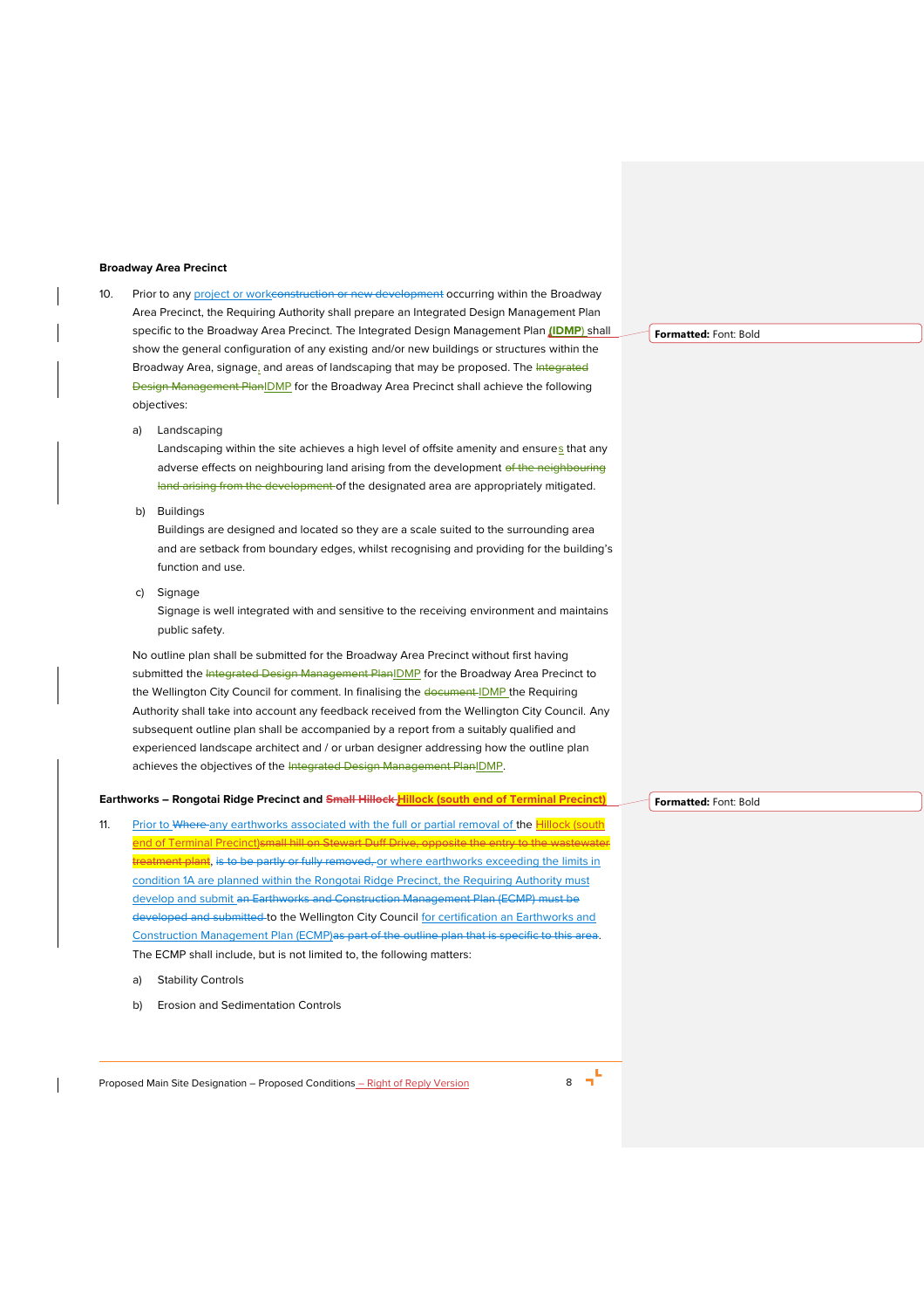**Broadway Area Precinct**

10. Prior to any project or workconstruction or new development occurring within the Broadway Area Precinct, the Requiring Authority shall prepare an Integrated Design Management Plan specific to the Broadway Area Precinct. The Integrated Design Management Plan (**IDMP**) shall show the general configuration of any existing and/or new buildings or structures within the Broadway Area, signage, and areas of landscaping that may be proposed. The Integrated Design Management PlanIDMP for the Broadway Area Precinct shall achieve the following objectives:

    a) Landscaping
    Landscaping within the site achieves a high level of offsite amenity and ensures that any adverse effects on neighbouring land arising from the development of the neighbouring land arising from the development of the designated area are appropriately mitigated.

    b) Buildings
    Buildings are designed and located so they are a scale suited to the surrounding area and are setback from boundary edges, whilst recognising and providing for the building's function and use.

    c) Signage
    Signage is well integrated with and sensitive to the receiving environment and maintains public safety.

    No outline plan shall be submitted for the Broadway Area Precinct without first having submitted the Integrated Design Management PlanIDMP for the Broadway Area Precinct to the Wellington City Council for comment. In finalising the document IDMP the Requiring Authority shall take into account any feedback received from the Wellington City Council. Any subsequent outline plan shall be accompanied by a report from a suitably qualified and experienced landscape architect and / or urban designer addressing how the outline plan achieves the objectives of the Integrated Design Management PlanIDMP.

**Earthworks – Rongotai Ridge Precinct and Small Hillock Hillock (south end of Terminal Precinct)**

11. Prior to Where any earthworks associated with the full or partial removal of the Hillock (south end of Terminal Precinct)small hill on Stewart Duff Drive, opposite the entry to the wastewater treatment plant, is to be partly or fully removed, or where earthworks exceeding the limits in condition 1A are planned within the Rongotai Ridge Precinct, the Requiring Authority must develop and submit an Earthworks and Construction Management Plan (ECMP) must be developed and submitted to the Wellington City Council for certification an Earthworks and Construction Management Plan (ECMP)as part of the outline plan that is specific to this area. The ECMP shall include, but is not limited to, the following matters:

    a) Stability Controls

    b) Erosion and Sedimentation Controls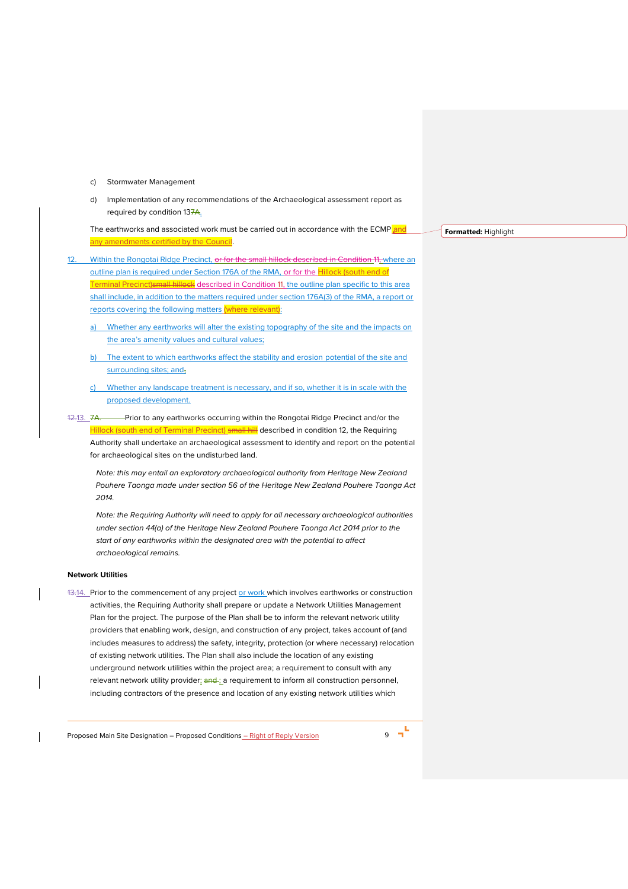c) Stormwater Management

d) Implementation of any recommendations of the Archaeological assessment report as required by condition 137A.

The earthworks and associated work must be carried out in accordance with the ECMP and any amendments certified by the Council.

12. Within the Rongotai Ridge Precinct, or for the small hillock described in Condition 11, where an outline plan is required under Section 176A of the RMA, or for the Hillock (south end of Terminal Precinct)small hillock described in Condition 11, the outline plan specific to this area shall include, in addition to the matters required under section 176A(3) of the RMA, a report or reports covering the following matters (where relevant):

a) Whether any earthworks will alter the existing topography of the site and the impacts on the area's amenity values and cultural values;

b) The extent to which earthworks affect the stability and erosion potential of the site and surrounding sites; and,

c) Whether any landscape treatment is necessary, and if so, whether it is in scale with the proposed development.

12.13. 7A. Prior to any earthworks occurring within the Rongotai Ridge Precinct and/or the Hillock (south end of Terminal Precinct) small hill described in condition 12, the Requiring Authority shall undertake an archaeological assessment to identify and report on the potential for archaeological sites on the undisturbed land.

*Note: this may entail an exploratory archaeological authority from Heritage New Zealand Pouhere Taonga made under section 56 of the Heritage New Zealand Pouhere Taonga Act 2014.*

*Note: the Requiring Authority will need to apply for all necessary archaeological authorities under section 44(a) of the Heritage New Zealand Pouhere Taonga Act 2014 prior to the start of any earthworks within the designated area with the potential to affect archaeological remains.*

**Network Utilities**

13.14. Prior to the commencement of any project or work which involves earthworks or construction activities, the Requiring Authority shall prepare or update a Network Utilities Management Plan for the project. The purpose of the Plan shall be to inform the relevant network utility providers that enabling work, design, and construction of any project, takes account of (and includes measures to address) the safety, integrity, protection (or where necessary) relocation of existing network utilities. The Plan shall also include the location of any existing underground network utilities within the project area; a requirement to consult with any relevant network utility provider; and ; a requirement to inform all construction personnel, including contractors of the presence and location of any existing network utilities which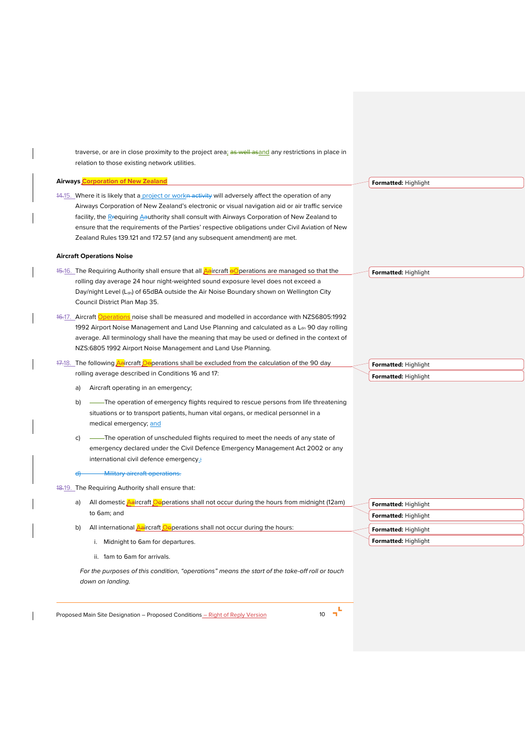traverse, or are in close proximity to the project area; and any restrictions in place in relation to those existing network utilities.

**Airways Corporation of New Zealand**

15. Where it is likely that a project or work will adversely affect the operation of any Airways Corporation of New Zealand's electronic or visual navigation aid or air traffic service facility, the Requiring Authority shall consult with Airways Corporation of New Zealand to ensure that the requirements of the Parties' respective obligations under Civil Aviation of New Zealand Rules 139.121 and 172.57 (and any subsequent amendment) are met.

**Aircraft Operations Noise**

16. The Requiring Authority shall ensure that all Aircraft Operations are managed so that the rolling day average 24 hour night-weighted sound exposure level does not exceed a Day/night Level ($L_{dn}$) of 65dBA outside the Air Noise Boundary shown on Wellington City Council District Plan Map 35.

17. Aircraft Operations noise shall be measured and modelled in accordance with NZS6805:1992 1992 Airport Noise Management and Land Use Planning and calculated as a $L_{dn}$ 90 day rolling average. All terminology shall have the meaning that may be used or defined in the context of NZS:6805 1992 Airport Noise Management and Land Use Planning.

18. The following Aircraft Operations shall be excluded from the calculation of the 90 day rolling average described in Conditions 16 and 17:

    a) Aircraft operating in an emergency;

    b) The operation of emergency flights required to rescue persons from life threatening situations or to transport patients, human vital organs, or medical personnel in a medical emergency; and

    c) The operation of unscheduled flights required to meet the needs of any state of emergency declared under the Civil Defence Emergency Management Act 2002 or any international civil defence emergency.

19. The Requiring Authority shall ensure that:

    a) All domestic Aircraft Operations shall not occur during the hours from midnight (12am) to 6am; and

    b) All international Aircraft Operations shall not occur during the hours:

        i. Midnight to 6am for departures.

        ii. 1am to 6am for arrivals.

    *For the purposes of this condition, "operations" means the start of the take-off roll or touch down on landing.*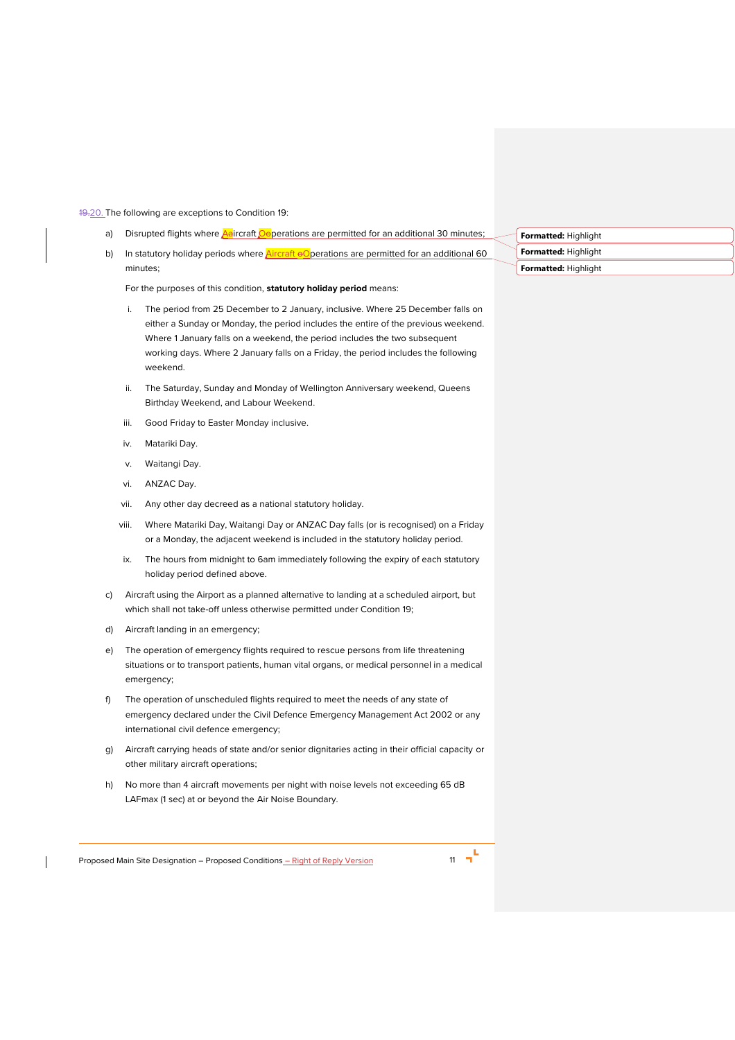20. The following are exceptions to Condition 19:

a) Disrupted flights where Aircraft Operations are permitted for an additional 30 minutes;

b) In statutory holiday periods where Aircraft Operations are permitted for an additional 60 minutes;

For the purposes of this condition, **statutory holiday period** means:

i. The period from 25 December to 2 January, inclusive. Where 25 December falls on either a Sunday or Monday, the period includes the entire of the previous weekend. Where 1 January falls on a weekend, the period includes the two subsequent working days. Where 2 January falls on a Friday, the period includes the following weekend.

ii. The Saturday, Sunday and Monday of Wellington Anniversary weekend, Queens Birthday Weekend, and Labour Weekend.

iii. Good Friday to Easter Monday inclusive.

iv. Matariki Day.

v. Waitangi Day.

vi. ANZAC Day.

vii. Any other day decreed as a national statutory holiday.

viii. Where Matariki Day, Waitangi Day or ANZAC Day falls (or is recognised) on a Friday or a Monday, the adjacent weekend is included in the statutory holiday period.

ix. The hours from midnight to 6am immediately following the expiry of each statutory holiday period defined above.

c) Aircraft using the Airport as a planned alternative to landing at a scheduled airport, but which shall not take-off unless otherwise permitted under Condition 19;

d) Aircraft landing in an emergency;

e) The operation of emergency flights required to rescue persons from life threatening situations or to transport patients, human vital organs, or medical personnel in a medical emergency;

f) The operation of unscheduled flights required to meet the needs of any state of emergency declared under the Civil Defence Emergency Management Act 2002 or any international civil defence emergency;

g) Aircraft carrying heads of state and/or senior dignitaries acting in their official capacity or other military aircraft operations;

h) No more than 4 aircraft movements per night with noise levels not exceeding 65 dB LAFmax (1 sec) at or beyond the Air Noise Boundary.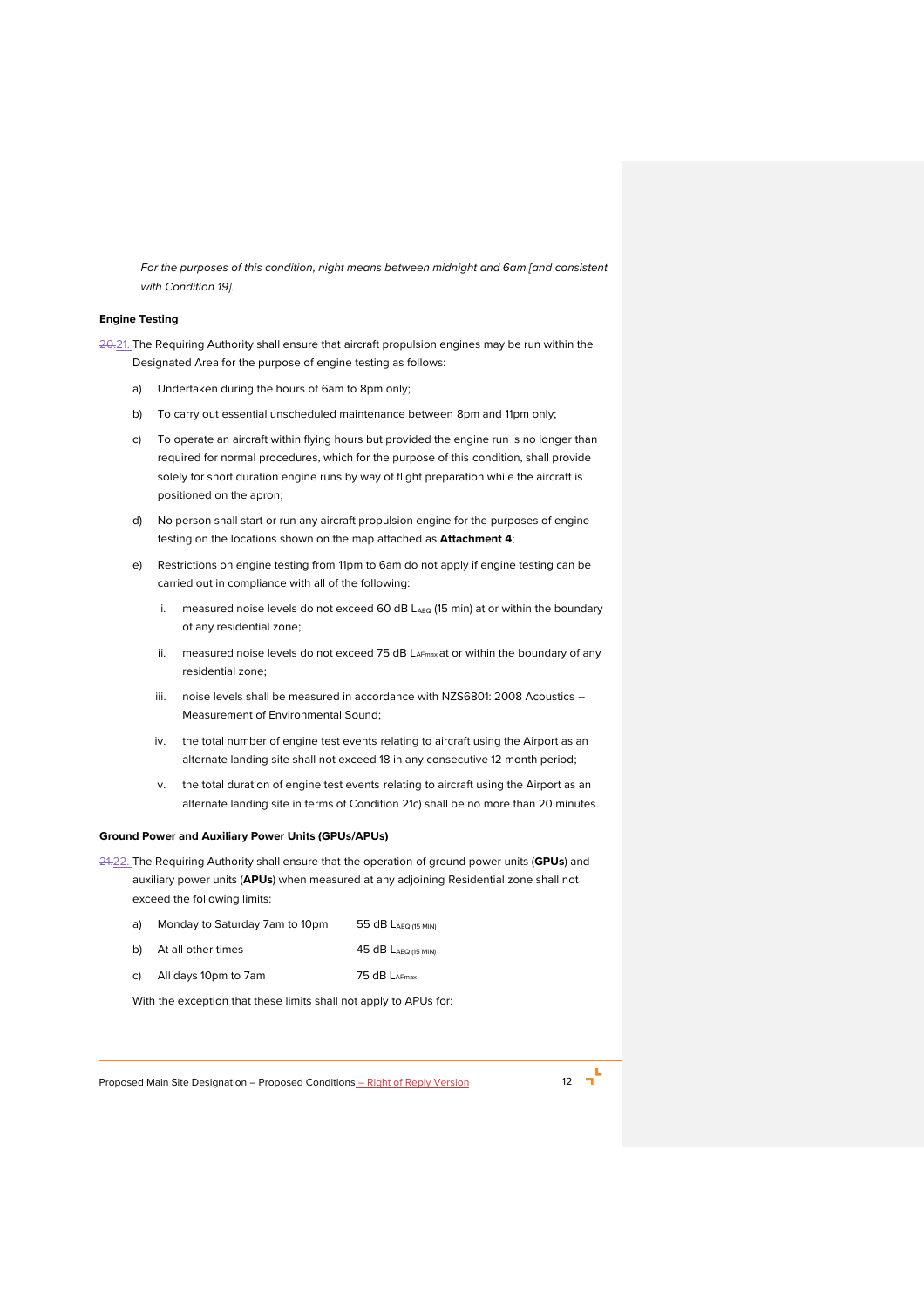*For the purposes of this condition, night means between midnight and 6am [and consistent with Condition 19].*

**Engine Testing**

~~20.~~21. The Requiring Authority shall ensure that aircraft propulsion engines may be run within the Designated Area for the purpose of engine testing as follows:

a) Undertaken during the hours of 6am to 8pm only;

b) To carry out essential unscheduled maintenance between 8pm and 11pm only;

c) To operate an aircraft within flying hours but provided the engine run is no longer than required for normal procedures, which for the purpose of this condition, shall provide solely for short duration engine runs by way of flight preparation while the aircraft is positioned on the apron;

d) No person shall start or run any aircraft propulsion engine for the purposes of engine testing on the locations shown on the map attached as **Attachment 4**;

e) Restrictions on engine testing from 11pm to 6am do not apply if engine testing can be carried out in compliance with all of the following:

   i. measured noise levels do not exceed 60 dB $L_{AEQ}$ (15 min) at or within the boundary of any residential zone;

   ii. measured noise levels do not exceed 75 dB $L_{AFmax}$ at or within the boundary of any residential zone;

   iii. noise levels shall be measured in accordance with NZS6801: 2008 Acoustics – Measurement of Environmental Sound;

   iv. the total number of engine test events relating to aircraft using the Airport as an alternate landing site shall not exceed 18 in any consecutive 12 month period;

   v. the total duration of engine test events relating to aircraft using the Airport as an alternate landing site in terms of Condition 21c) shall be no more than 20 minutes.

**Ground Power and Auxiliary Power Units (GPUs/APUs)**

~~21.~~22. The Requiring Authority shall ensure that the operation of ground power units (**GPUs**) and auxiliary power units (**APUs**) when measured at any adjoining Residential zone shall not exceed the following limits:

| | | |
|---|---|---|
| a) | Monday to Saturday 7am to 10pm | 55 dB $L_{AEQ\ (15\ MIN)}$ |
| b) | At all other times | 45 dB $L_{AEQ\ (15\ MIN)}$ |
| c) | All days 10pm to 7am | 75 dB $L_{AFmax}$ |

With the exception that these limits shall not apply to APUs for: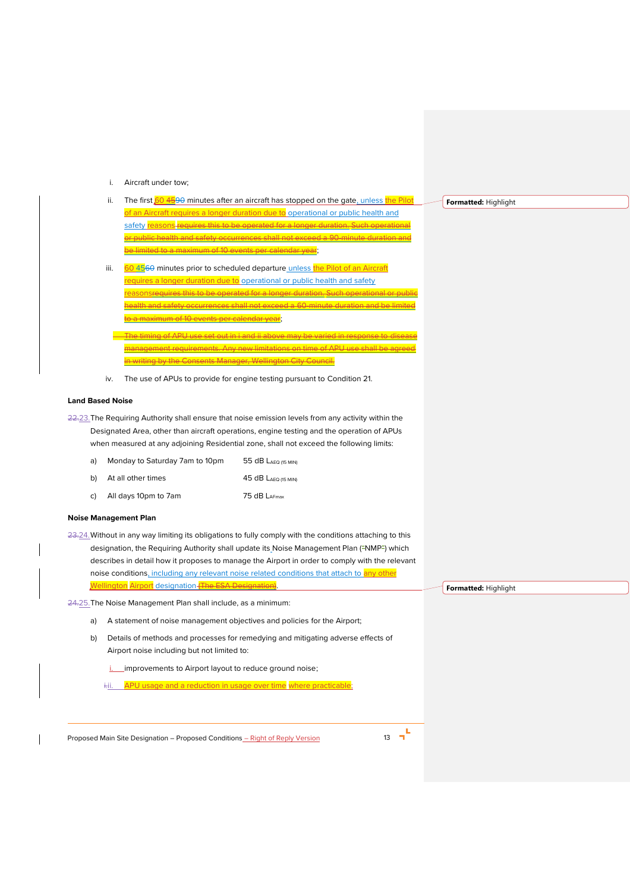i. Aircraft under tow;

ii. The first 60 4590 minutes after an aircraft has stopped on the gate, unless the Pilot of an Aircraft requires a longer duration due to operational or public health and safety reasons requires this to be operated for a longer duration. Such operational or public health and safety occurrences shall not exceed a 90-minute duration and be limited to a maximum of 10 events per calendar year;

iii. 60 4560 minutes prior to scheduled departure unless the Pilot of an Aircraft requires a longer duration due to operational or public health and safety reasonsrequires this to be operated for a longer duration. Such operational or public health and safety occurrences shall not exceed a 60-minute duration and be limited to a maximum of 10 events per calendar year;

The timing of APU use set out in i and ii above may be varied in response to disease management requirements. Any new limitations on time of APU use shall be agreed in writing by the Consents Manager, Wellington City Council.

iv. The use of APUs to provide for engine testing pursuant to Condition 21.

**Land Based Noise**

22.23. The Requiring Authority shall ensure that noise emission levels from any activity within the Designated Area, other than aircraft operations, engine testing and the operation of APUs when measured at any adjoining Residential zone, shall not exceed the following limits:

| | | |
|---|---|---|
| a) | Monday to Saturday 7am to 10pm | 55 dB $L_{AEQ\ (15\ MIN)}$ |
| b) | At all other times | 45 dB $L_{AEQ\ (15\ MIN)}$ |
| c) | All days 10pm to 7am | 75 dB $L_{AFmax}$ |

**Noise Management Plan**

23.24. Without in any way limiting its obligations to fully comply with the conditions attaching to this designation, the Requiring Authority shall update its Noise Management Plan ("NMP") which describes in detail how it proposes to manage the Airport in order to comply with the relevant noise conditions, including any relevant noise related conditions that attach to any other Wellington Airport designation (The ESA Designation).

24.25. The Noise Management Plan shall include, as a minimum:

a) A statement of noise management objectives and policies for the Airport;

b) Details of methods and processes for remedying and mitigating adverse effects of Airport noise including but not limited to:

i. improvements to Airport layout to reduce ground noise;

i.ii. APU usage and a reduction in usage over time where practicable;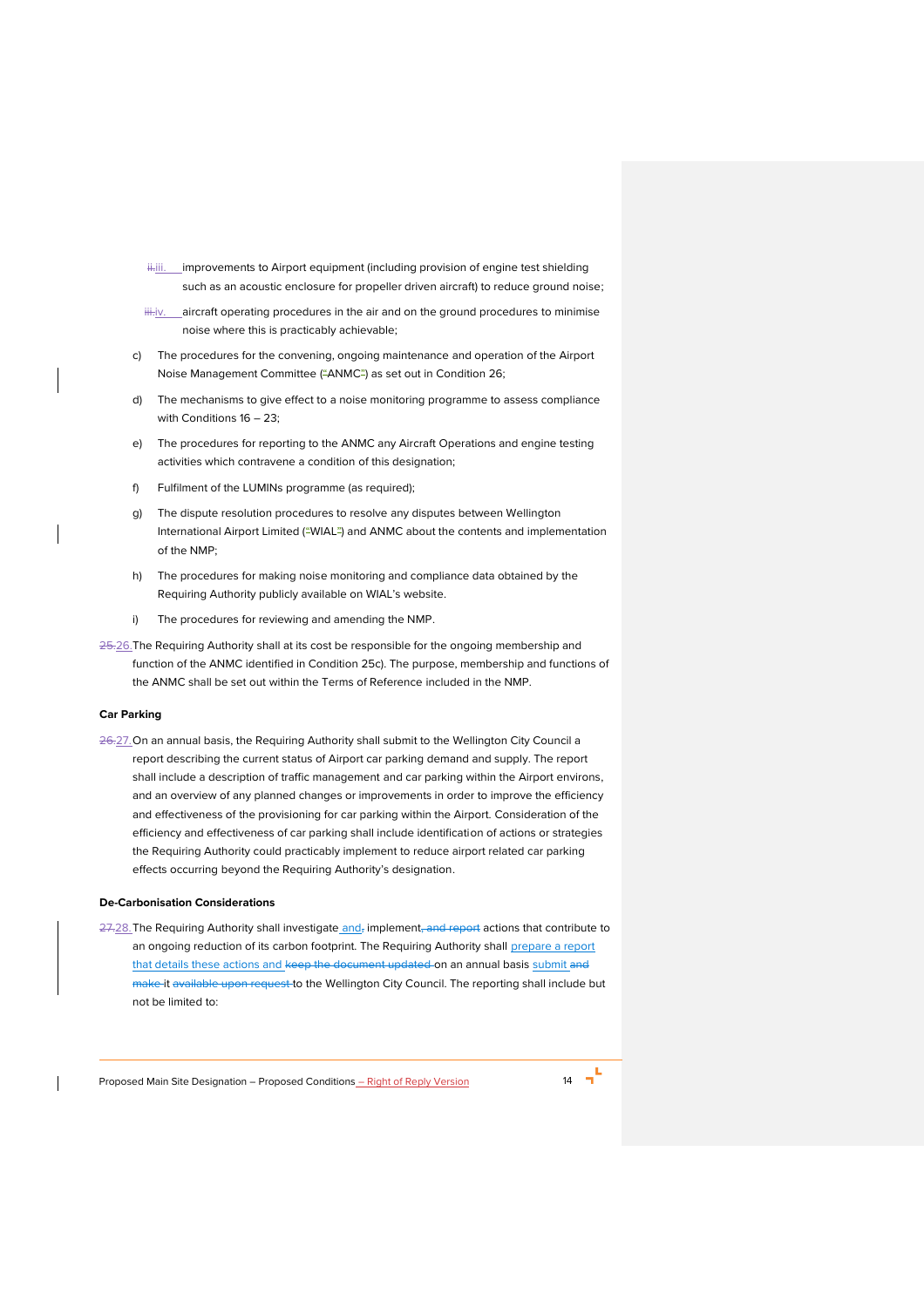~~ii.~~iii. improvements to Airport equipment (including provision of engine test shielding such as an acoustic enclosure for propeller driven aircraft) to reduce ground noise;

~~iii.~~iv. aircraft operating procedures in the air and on the ground procedures to minimise noise where this is practicably achievable;

c) The procedures for the convening, ongoing maintenance and operation of the Airport Noise Management Committee ("ANMC") as set out in Condition 26;

d) The mechanisms to give effect to a noise monitoring programme to assess compliance with Conditions 16 – 23;

e) The procedures for reporting to the ANMC any Aircraft Operations and engine testing activities which contravene a condition of this designation;

f) Fulfilment of the LUMINs programme (as required);

g) The dispute resolution procedures to resolve any disputes between Wellington International Airport Limited ("WIAL") and ANMC about the contents and implementation of the NMP;

h) The procedures for making noise monitoring and compliance data obtained by the Requiring Authority publicly available on WIAL's website.

i) The procedures for reviewing and amending the NMP.

~~25.~~26. The Requiring Authority shall at its cost be responsible for the ongoing membership and function of the ANMC identified in Condition 25c). The purpose, membership and functions of the ANMC shall be set out within the Terms of Reference included in the NMP.

**Car Parking**

~~26.~~27. On an annual basis, the Requiring Authority shall submit to the Wellington City Council a report describing the current status of Airport car parking demand and supply. The report shall include a description of traffic management and car parking within the Airport environs, and an overview of any planned changes or improvements in order to improve the efficiency and effectiveness of the provisioning for car parking within the Airport. Consideration of the efficiency and effectiveness of car parking shall include identification of actions or strategies the Requiring Authority could practicably implement to reduce airport related car parking effects occurring beyond the Requiring Authority's designation.

**De-Carbonisation Considerations**

~~27.~~28. The Requiring Authority shall investigate and~~,~~ implement~~, and report~~ actions that contribute to an ongoing reduction of its carbon footprint. The Requiring Authority shall prepare a report that details these actions and ~~keep the document updated~~ on an annual basis submit ~~and make~~ it ~~available upon request~~ to the Wellington City Council. The reporting shall include but not be limited to: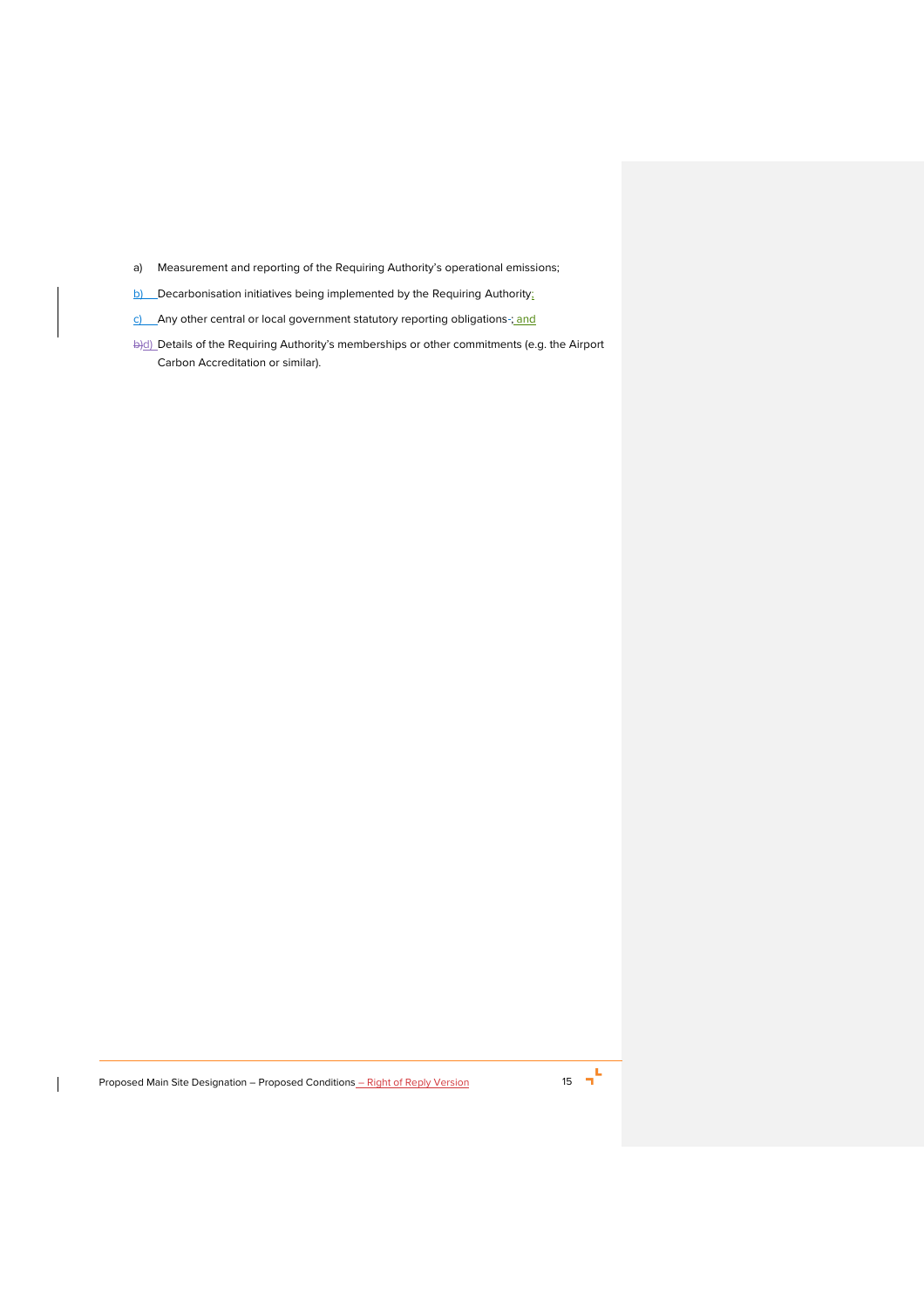a) Measurement and reporting of the Requiring Authority's operational emissions;

b) Decarbonisation initiatives being implemented by the Requiring Authority;

c) Any other central or local government statutory reporting obligations; and

d) Details of the Requiring Authority's memberships or other commitments (e.g. the Airport Carbon Accreditation or similar).